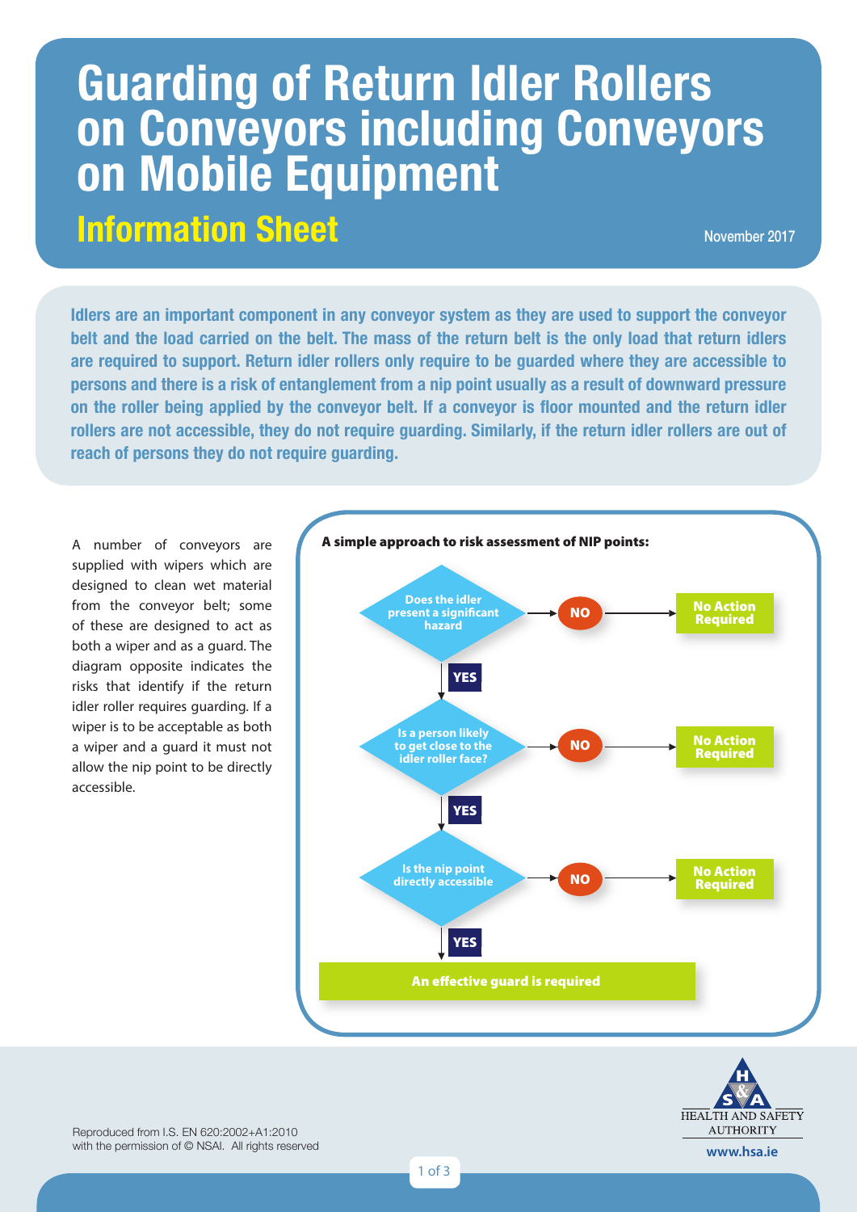# Guarding of Return Idler Rollers on Conveyors including Conveyors on Mobile Equipment

## Information Sheet

November 2017

**Idlers are an important component in any conveyor system as they are used to support the conveyor belt and the load carried on the belt. The mass of the return belt is the only load that return idlers are required to support. Return idler rollers only require to be guarded where they are accessible to persons and there is a risk of entanglement from a nip point usually as a result of downward pressure on the roller being applied by the conveyor belt. If a conveyor is floor mounted and the return idler rollers are not accessible, they do not require guarding. Similarly, if the return idler rollers are out of reach of persons they do not require guarding.**

A number of conveyors are supplied with wipers which are designed to clean wet material from the conveyor belt; some of these are designed to act as both a wiper and as a guard. The diagram opposite indicates the risks that identify if the return idler roller requires guarding. If a wiper is to be acceptable as both a wiper and a guard it must not allow the nip point to be directly accessible.

**A simple approach to risk assessment of NIP points:**

1. **Does the idler present a significant hazard**
   - NO → **No Action Required**
   - YES → go to 2
2. **Is a person likely to get close to the idler roller face?**
   - NO → **No Action Required**
   - YES → go to 3
3. **Is the nip point directly accessible**
   - NO → **No Action Required**
   - YES → **An effective guard is required**

Reproduced from I.S. EN 620:2002+A1:2010 with the permission of © NSAI. All rights reserved

HEALTH AND SAFETY AUTHORITY

www.hsa.ie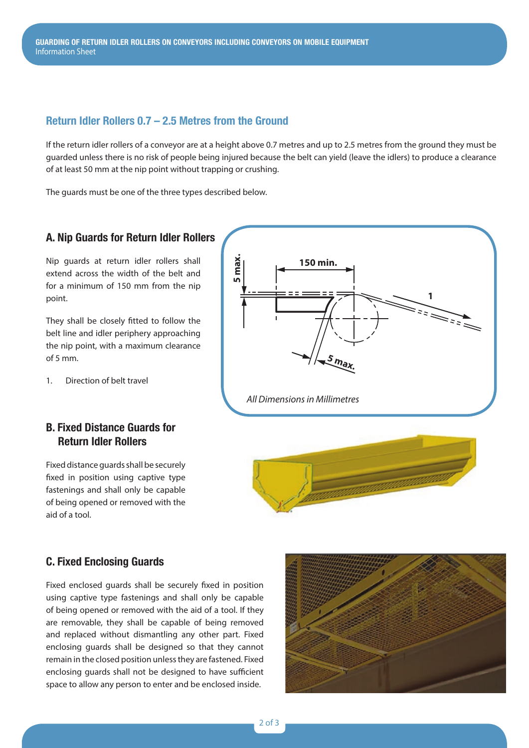## Return Idler Rollers 0.7 – 2.5 Metres from the Ground

If the return idler rollers of a conveyor are at a height above 0.7 metres and up to 2.5 metres from the ground they must be guarded unless there is no risk of people being injured because the belt can yield (leave the idlers) to produce a clearance of at least 50 mm at the nip point without trapping or crushing.

The guards must be one of the three types described below.

### A. Nip Guards for Return Idler Rollers

Nip guards at return idler rollers shall extend across the width of the belt and for a minimum of 150 mm from the nip point.

They shall be closely fitted to follow the belt line and idler periphery approaching the nip point, with a maximum clearance of 5 mm.

1. Direction of belt travel

*All Dimensions in Millimetres*

### B. Fixed Distance Guards for Return Idler Rollers

Fixed distance guards shall be securely fixed in position using captive type fastenings and shall only be capable of being opened or removed with the aid of a tool.

### C. Fixed Enclosing Guards

Fixed enclosed guards shall be securely fixed in position using captive type fastenings and shall only be capable of being opened or removed with the aid of a tool. If they are removable, they shall be capable of being removed and replaced without dismantling any other part. Fixed enclosing guards shall be designed so that they cannot remain in the closed position unless they are fastened. Fixed enclosing guards shall not be designed to have sufficient space to allow any person to enter and be enclosed inside.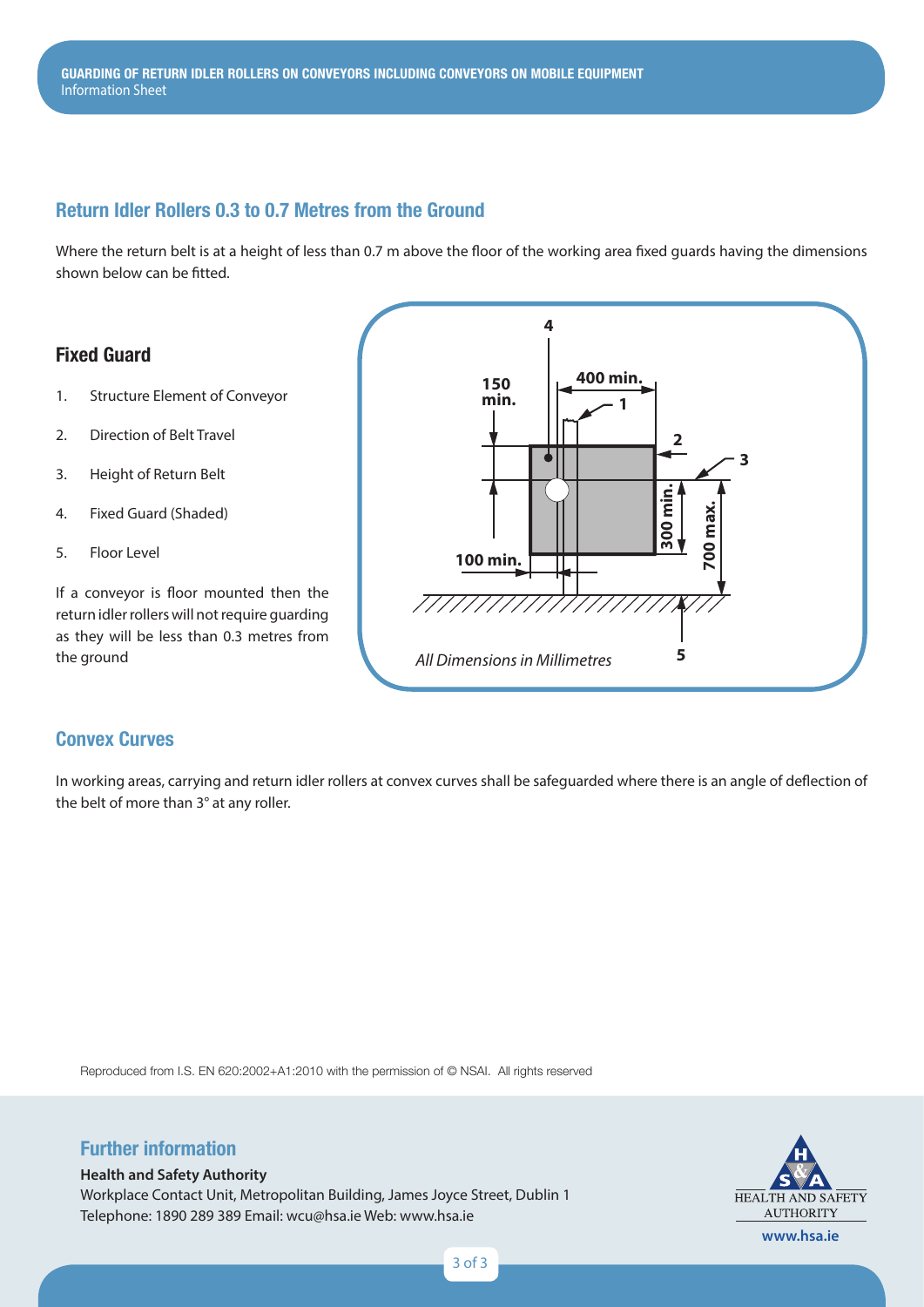## Return Idler Rollers 0.3 to 0.7 Metres from the Ground

Where the return belt is at a height of less than 0.7 m above the floor of the working area fixed guards having the dimensions shown below can be fitted.

### Fixed Guard

1. Structure Element of Conveyor
2. Direction of Belt Travel
3. Height of Return Belt
4. Fixed Guard (Shaded)
5. Floor Level

If a conveyor is floor mounted then the return idler rollers will not require guarding as they will be less than 0.3 metres from the ground

4
150 min.
400 min.
1
2
3
300 min.
700 max.
100 min.
5
*All Dimensions in Millimetres*

## Convex Curves

In working areas, carrying and return idler rollers at convex curves shall be safeguarded where there is an angle of deflection of the belt of more than 3° at any roller.

Reproduced from I.S. EN 620:2002+A1:2010 with the permission of © NSAI. All rights reserved

## Further information

**Health and Safety Authority**
Workplace Contact Unit, Metropolitan Building, James Joyce Street, Dublin 1
Telephone: 1890 289 389 Email: wcu@hsa.ie Web: www.hsa.ie

HEALTH AND SAFETY AUTHORITY
www.hsa.ie